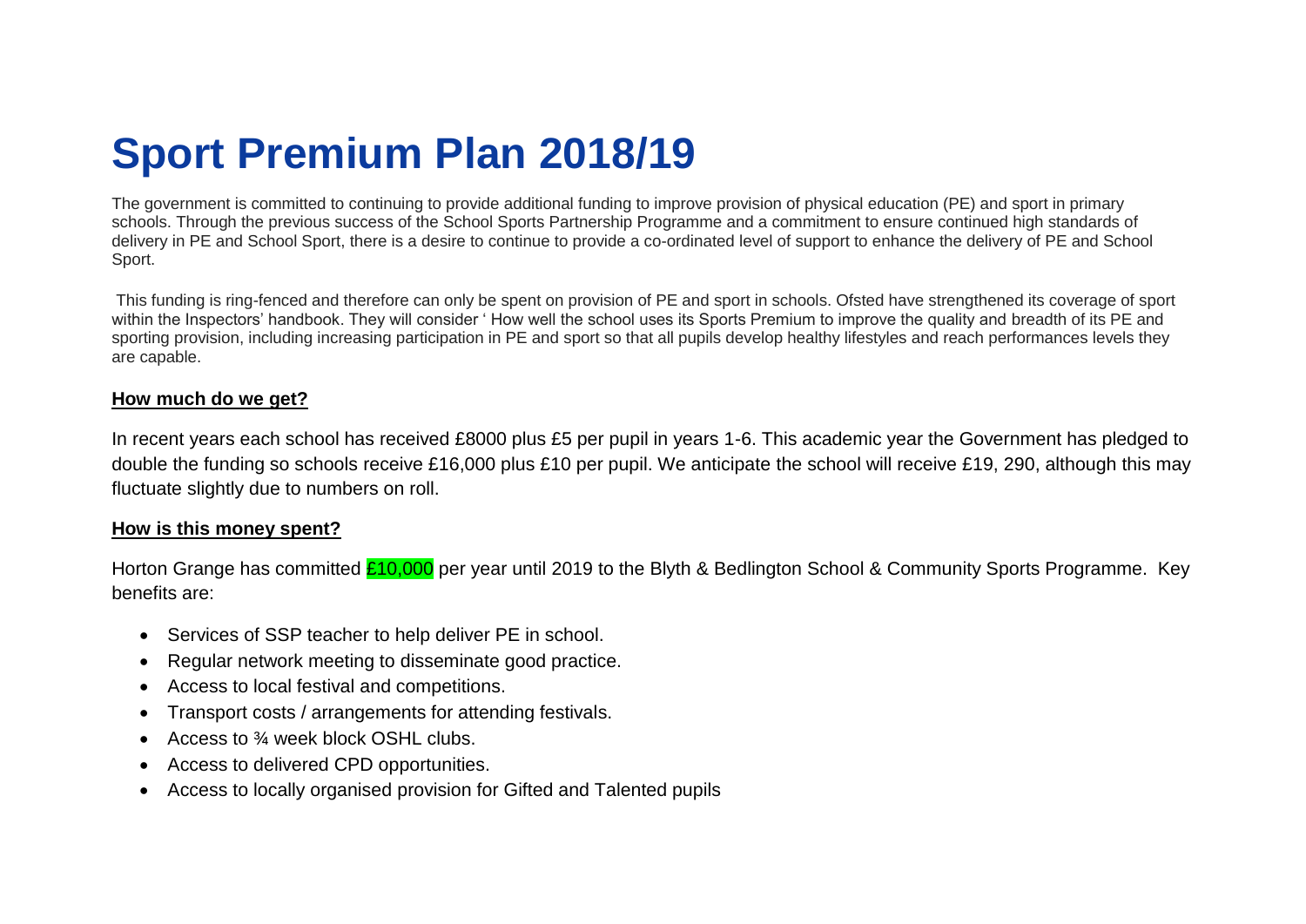# Sport Premium Plan 2018/19

The government is committed to continuing to provide additional funding to improve provision of physical education (PE) and sport in primary schools. Through the previous success of the School Sports Partnership Programme and a commitment to ensure continued high standards of delivery in PE and School Sport, there is a desire to continue to provide a co-ordinated level of support to enhance the delivery of PE and School Sport.

This funding is ring-fenced and therefore can only be spent on provision of PE and sport in schools. Ofsted have strengthened its coverage of sport within the Inspectors' handbook. They will consider ' How well the school uses its Sports Premium to improve the quality and breadth of its PE and sporting provision, including increasing participation in PE and sport so that all pupils develop healthy lifestyles and reach performances levels they are capable.

**How much do we get?**

In recent years each school has received £8000 plus £5 per pupil in years 1-6. This academic year the Government has pledged to double the funding so schools receive £16,000 plus £10 per pupil. We anticipate the school will receive £19, 290, although this may fluctuate slightly due to numbers on roll.

**How is this money spent?**

Horton Grange has committed £10,000 per year until 2019 to the Blyth & Bedlington School & Community Sports Programme. Key benefits are:

- Services of SSP teacher to help deliver PE in school.
- Regular network meeting to disseminate good practice.
- Access to local festival and competitions.
- Transport costs / arrangements for attending festivals.
- Access to ¾ week block OSHL clubs.
- Access to delivered CPD opportunities.
- Access to locally organised provision for Gifted and Talented pupils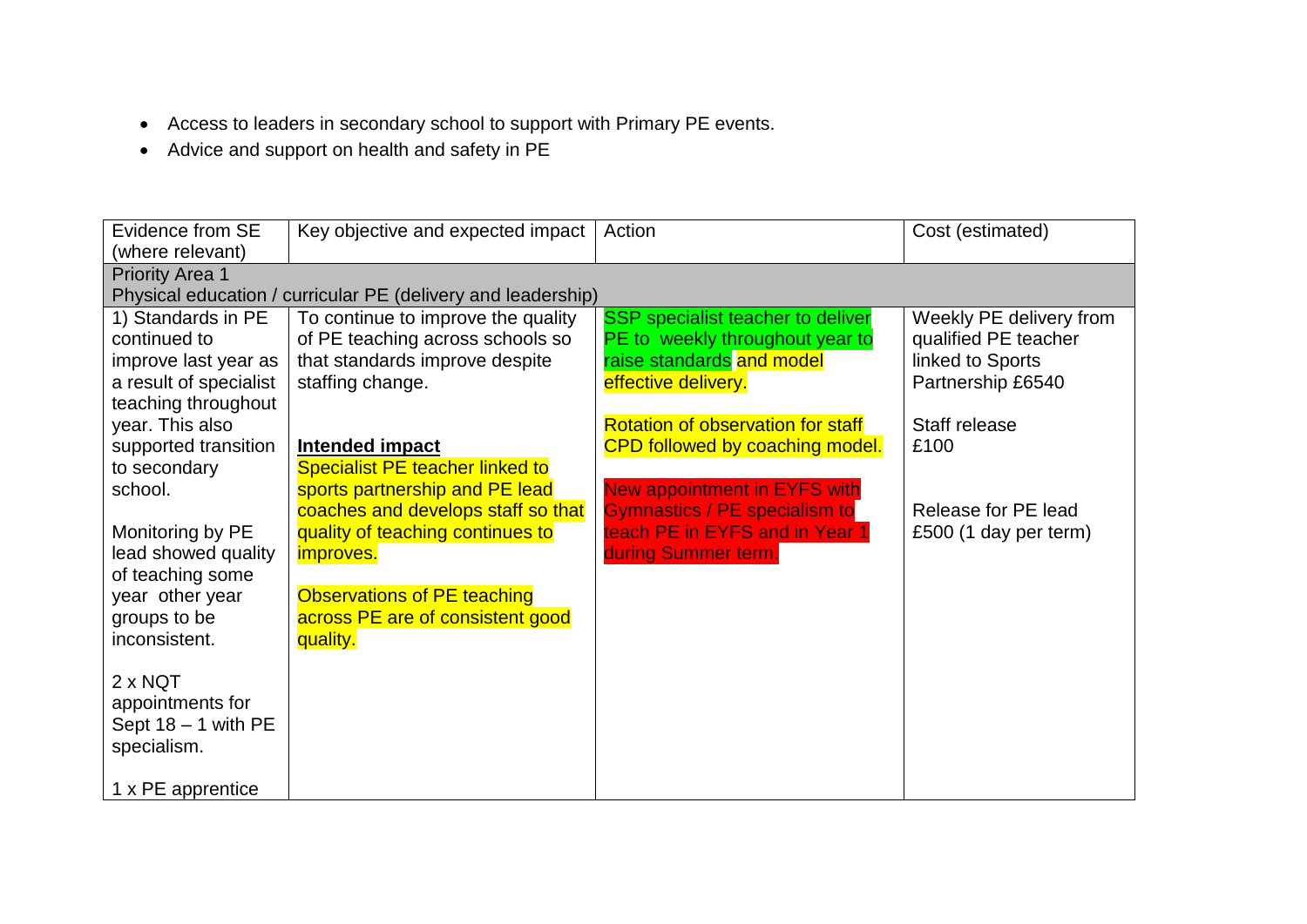- Access to leaders in secondary school to support with Primary PE events.
- Advice and support on health and safety in PE

| Evidence from SE (where relevant) | Key objective and expected impact | Action | Cost (estimated) |
|---|---|---|---|
| Priority Area 1<br>Physical education / curricular PE (delivery and leadership) | | | |
| 1) Standards in PE continued to improve last year as a result of specialist teaching throughout year. This also supported transition to secondary school.<br><br>Monitoring by PE lead showed quality of teaching some year other year groups to be inconsistent.<br><br>2 x NQT appointments for Sept 18 – 1 with PE specialism.<br><br>1 x PE apprentice | To continue to improve the quality of PE teaching across schools so that standards improve despite staffing change.<br><br>**Intended impact**<br>Specialist PE teacher linked to sports partnership and PE lead coaches and develops staff so that quality of teaching continues to improves.<br><br>Observations of PE teaching across PE are of consistent good quality. | SSP specialist teacher to deliver PE to weekly throughout year to raise standards and model effective delivery.<br><br>Rotation of observation for staff CPD followed by coaching model.<br><br>New appointment in EYFS with Gymnastics / PE specialism to teach PE in EYFS and in Year 1 during Summer term. | Weekly PE delivery from qualified PE teacher linked to Sports Partnership £6540<br><br>Staff release £100<br><br>Release for PE lead £500 (1 day per term) |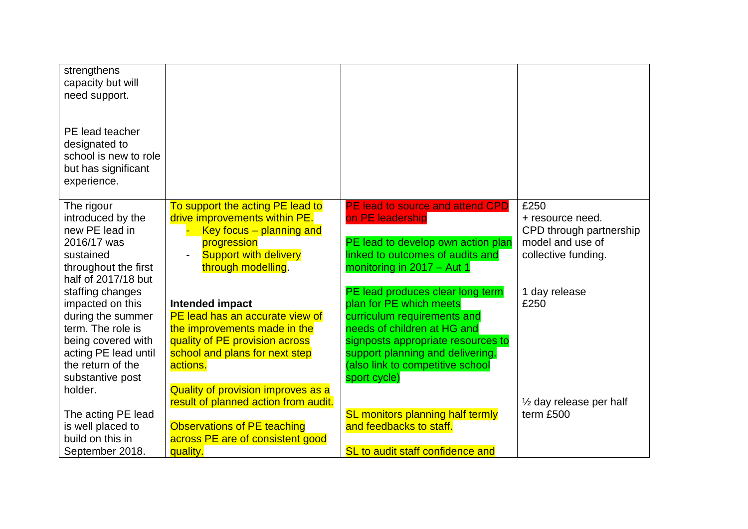| | | | |
|---|---|---|---|
| strengthens capacity but will need support.<br><br>PE lead teacher designated to school is new to role but has significant experience. | | | |
| The rigour introduced by the new PE lead in 2016/17 was sustained throughout the first half of 2017/18 but staffing changes impacted on this during the summer term. The role is being covered with acting PE lead until the return of the substantive post holder.<br><br>The acting PE lead is well placed to build on this in September 2018. | To support the acting PE lead to drive improvements within PE.<br>- Key focus – planning and progression<br>- Support with delivery through modelling.<br><br>**Intended impact**<br>PE lead has an accurate view of the improvements made in the quality of PE provision across school and plans for next step actions.<br><br>Quality of provision improves as a result of planned action from audit.<br><br>Observations of PE teaching across PE are of consistent good quality. | PE lead to source and attend CPD on PE leadership<br><br>PE lead to develop own action plan linked to outcomes of audits and monitoring in 2017 – Aut 1<br><br>PE lead produces clear long term plan for PE which meets curriculum requirements and needs of children at HG and signposts appropriate resources to support planning and delivering. (also link to competitive school sport cycle)<br><br>SL monitors planning half termly and feedbacks to staff.<br><br>SL to audit staff confidence and | £250<br>+ resource need.<br>CPD through partnership model and use of collective funding.<br><br>1 day release<br>£250<br><br>½ day release per half term £500 |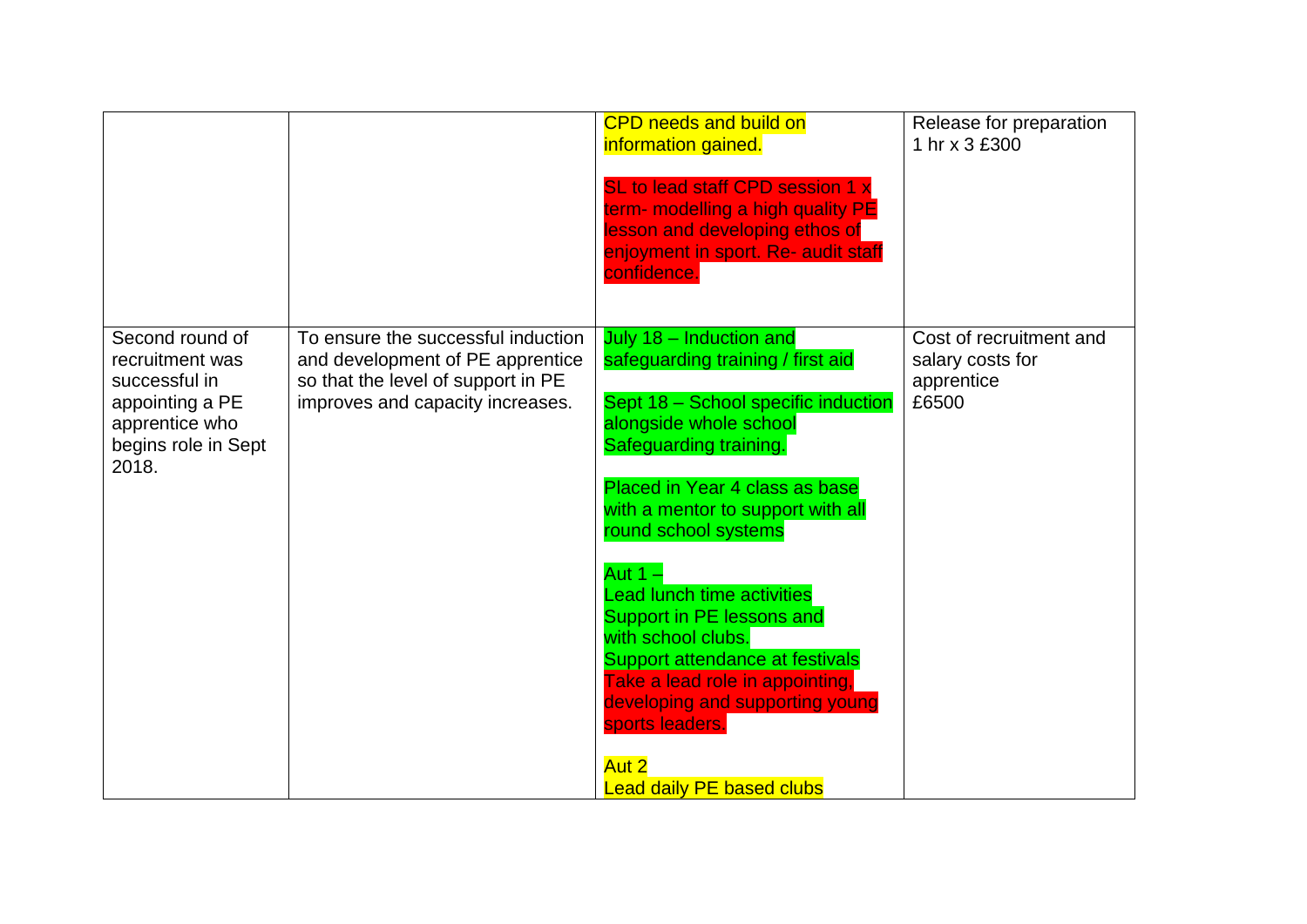| | | | |
|---|---|---|---|
| | | CPD needs and build on information gained.<br><br>SL to lead staff CPD session 1 x term- modelling a high quality PE lesson and developing ethos of enjoyment in sport. Re- audit staff confidence. | Release for preparation<br>1 hr x 3 £300 |
| Second round of recruitment was successful in appointing a PE apprentice who begins role in Sept 2018. | To ensure the successful induction and development of PE apprentice so that the level of support in PE improves and capacity increases. | July 18 – Induction and safeguarding training / first aid<br><br>Sept 18 – School specific induction alongside whole school Safeguarding training.<br><br>Placed in Year 4 class as base with a mentor to support with all round school systems<br><br>Aut 1 –<br>Lead lunch time activities<br>Support in PE lessons and with school clubs.<br>Support attendance at festivals<br>Take a lead role in appointing, developing and supporting young sports leaders.<br><br>Aut 2<br>Lead daily PE based clubs | Cost of recruitment and salary costs for apprentice<br>£6500 |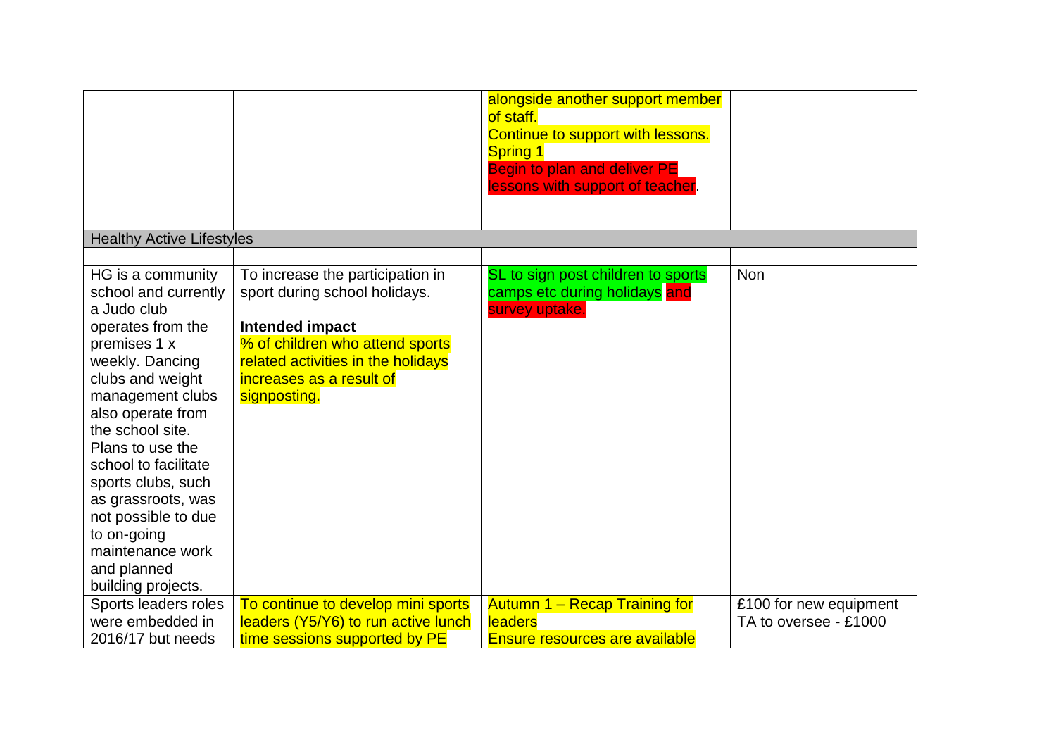| | | | |
|---|---|---|---|
| | | alongside another support member of staff.<br>Continue to support with lessons.<br>Spring 1<br>Begin to plan and deliver PE lessons with support of teacher. | |
| Healthy Active Lifestyles | | | |
| | | | |
| HG is a community school and currently a Judo club operates from the premises 1 x weekly. Dancing clubs and weight management clubs also operate from the school site. Plans to use the school to facilitate sports clubs, such as grassroots, was not possible to due to on-going maintenance work and planned building projects. | To increase the participation in sport during school holidays.<br><br>**Intended impact**<br>% of children who attend sports related activities in the holidays increases as a result of signposting. | SL to sign post children to sports camps etc during holidays and survey uptake. | Non |
| Sports leaders roles were embedded in 2016/17 but needs | To continue to develop mini sports leaders (Y5/Y6) to run active lunch time sessions supported by PE | Autumn 1 – Recap Training for leaders<br>Ensure resources are available | £100 for new equipment<br>TA to oversee - £1000 |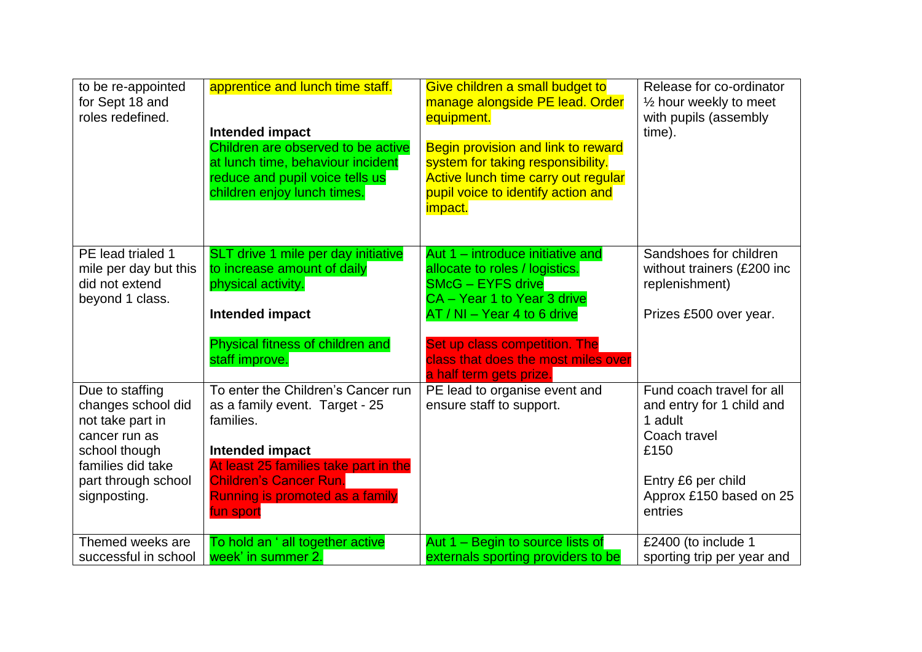| | | | |
|---|---|---|---|
| to be re-appointed for Sept 18 and roles redefined. | apprentice and lunch time staff.<br><br>**Intended impact**<br>Children are observed to be active at lunch time, behaviour incident reduce and pupil voice tells us children enjoy lunch times. | Give children a small budget to manage alongside PE lead. Order equipment.<br><br>Begin provision and link to reward system for taking responsibility. Active lunch time carry out regular pupil voice to identify action and impact. | Release for co-ordinator ½ hour weekly to meet with pupils (assembly time). |
| PE lead trialed 1 mile per day but this did not extend beyond 1 class. | SLT drive 1 mile per day initiative to increase amount of daily physical activity.<br><br>**Intended impact**<br><br>Physical fitness of children and staff improve. | Aut 1 – introduce initiative and allocate to roles / logistics.<br>SMcG – EYFS drive<br>CA – Year 1 to Year 3 drive<br>AT / NI – Year 4 to 6 drive<br><br>Set up class competition. The class that does the most miles over a half term gets prize. | Sandshoes for children without trainers (£200 inc replenishment)<br><br>Prizes £500 over year. |
| Due to staffing changes school did not take part in cancer run as school though families did take part through school signposting. | To enter the Children's Cancer run as a family event. Target - 25 families.<br><br>**Intended impact**<br>At least 25 families take part in the Children's Cancer Run.<br>Running is promoted as a family fun sport | PE lead to organise event and ensure staff to support. | Fund coach travel for all and entry for 1 child and 1 adult<br>Coach travel<br>£150<br><br>Entry £6 per child<br>Approx £150 based on 25 entries |
| Themed weeks are successful in school | To hold an ' all together active week' in summer 2. | Aut 1 – Begin to source lists of externals sporting providers to be | £2400 (to include 1 sporting trip per year and |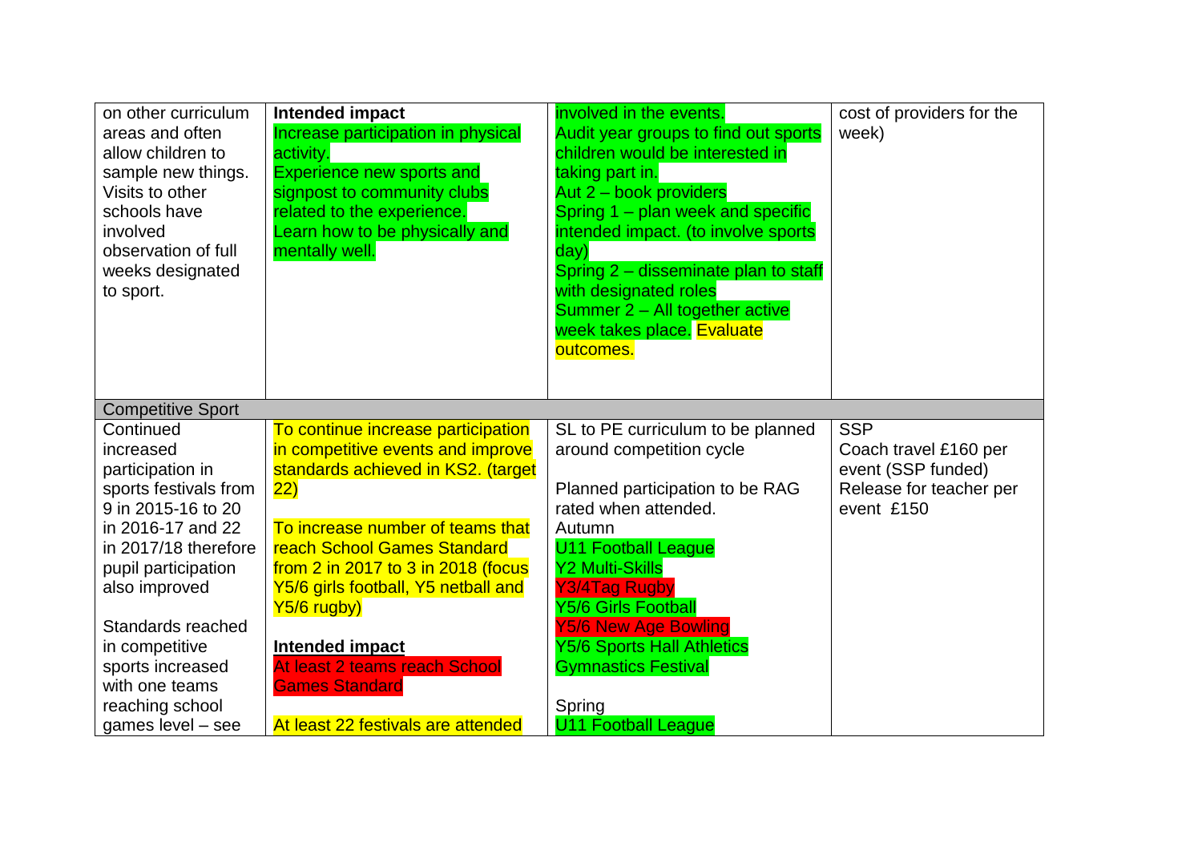| | | | |
|---|---|---|---|
| on other curriculum areas and often allow children to sample new things. Visits to other schools have involved observation of full weeks designated to sport. | **Intended impact**<br>Increase participation in physical activity.<br>Experience new sports and signpost to community clubs related to the experience.<br>Learn how to be physically and mentally well. | involved in the events.<br>Audit year groups to find out sports children would be interested in taking part in.<br>Aut 2 – book providers<br>Spring 1 – plan week and specific intended impact. (to involve sports day)<br>Spring 2 – disseminate plan to staff with designated roles<br>Summer 2 – All together active week takes place. Evaluate outcomes. | cost of providers for the week) |
| Competitive Sport | | | |
| Continued increased participation in sports festivals from 9 in 2015-16 to 20 in 2016-17 and 22 in 2017/18 therefore pupil participation also improved<br><br>Standards reached in competitive sports increased with one teams reaching school games level – see | To continue increase participation in competitive events and improve standards achieved in KS2. (target 22)<br><br>To increase number of teams that reach School Games Standard from 2 in 2017 to 3 in 2018 (focus Y5/6 girls football, Y5 netball and Y5/6 rugby)<br><br>**Intended impact**<br>At least 2 teams reach School Games Standard<br><br>At least 22 festivals are attended | SL to PE curriculum to be planned around competition cycle<br><br>Planned participation to be RAG rated when attended.<br>Autumn<br>U11 Football League<br>Y2 Multi-Skills<br>Y3/4Tag Rugby<br>Y5/6 Girls Football<br>Y5/6 New Age Bowling<br>Y5/6 Sports Hall Athletics<br>Gymnastics Festival<br><br>Spring<br>U11 Football League | SSP<br>Coach travel £160 per event (SSP funded)<br>Release for teacher per event £150 |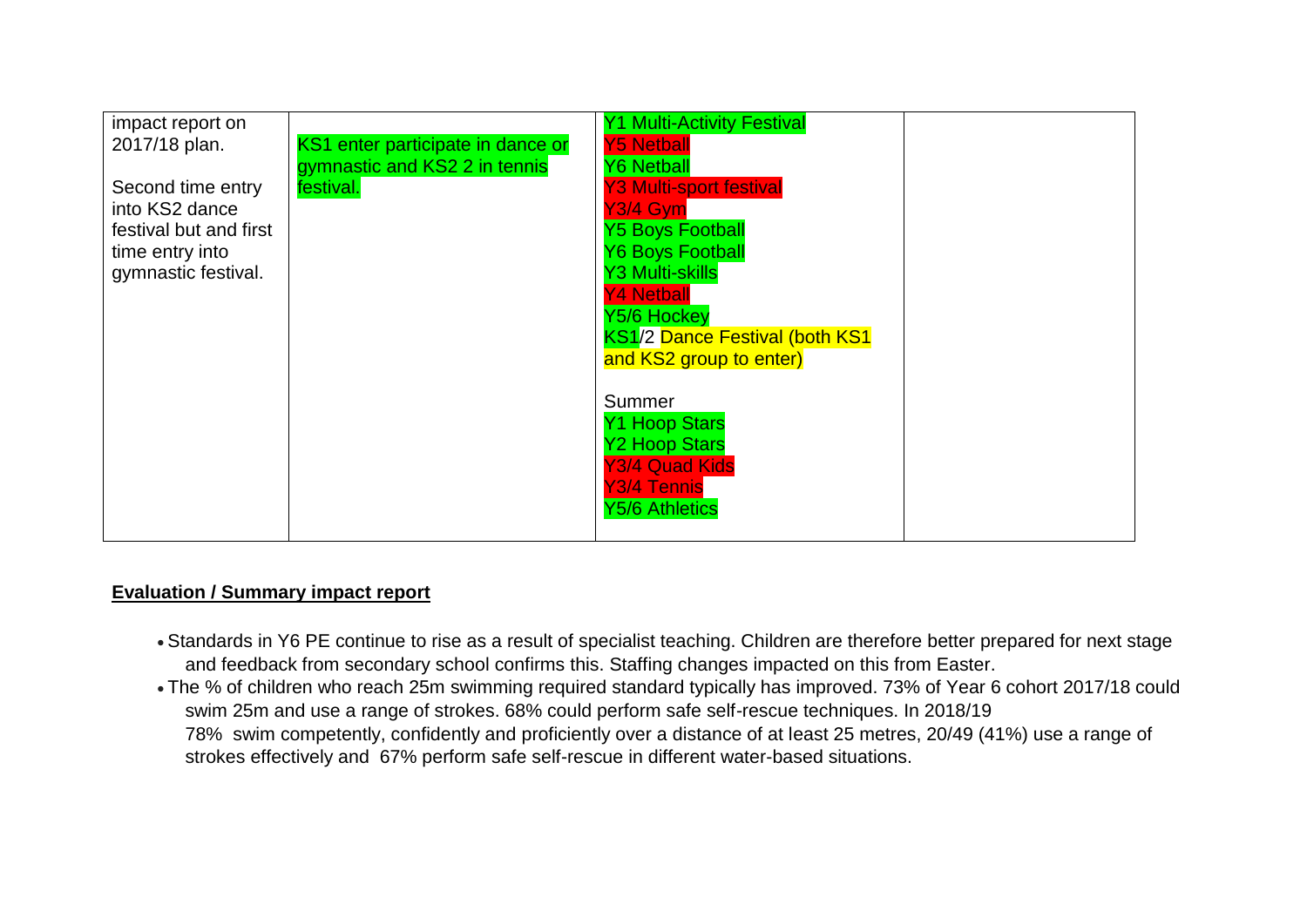| | | | |
|---|---|---|---|
| impact report on 2017/18 plan.<br><br>Second time entry into KS2 dance festival but and first time entry into gymnastic festival. | KS1 enter participate in dance or gymnastic and KS2 2 in tennis festival. | Y1 Multi-Activity Festival<br>Y5 Netball<br>Y6 Netball<br>Y3 Multi-sport festival<br>Y3/4 Gym<br>Y5 Boys Football<br>Y6 Boys Football<br>Y3 Multi-skills<br>Y4 Netball<br>Y5/6 Hockey<br>KS1/2 Dance Festival (both KS1 and KS2 group to enter)<br><br>Summer<br>Y1 Hoop Stars<br>Y2 Hoop Stars<br>Y3/4 Quad Kids<br>Y3/4 Tennis<br>Y5/6 Athletics | |

**Evaluation / Summary impact report**

- Standards in Y6 PE continue to rise as a result of specialist teaching. Children are therefore better prepared for next stage and feedback from secondary school confirms this. Staffing changes impacted on this from Easter.
- The % of children who reach 25m swimming required standard typically has improved. 73% of Year 6 cohort 2017/18 could swim 25m and use a range of strokes. 68% could perform safe self-rescue techniques. In 2018/19 78% swim competently, confidently and proficiently over a distance of at least 25 metres, 20/49 (41%) use a range of strokes effectively and 67% perform safe self-rescue in different water-based situations.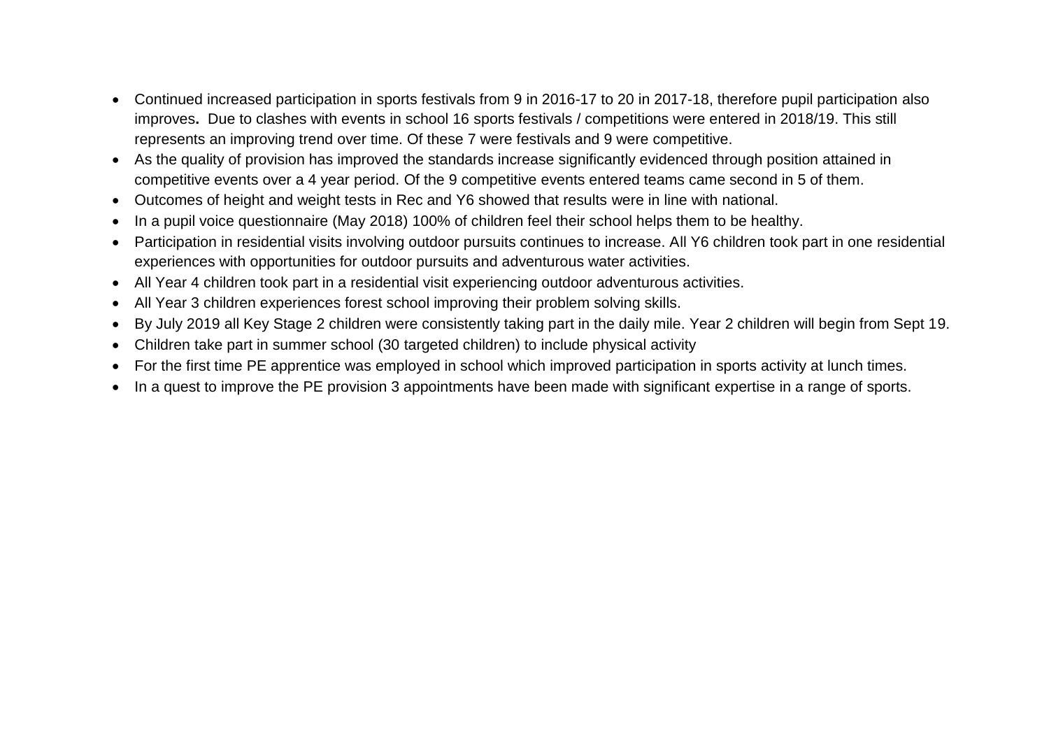- Continued increased participation in sports festivals from 9 in 2016-17 to 20 in 2017-18, therefore pupil participation also improves**.** Due to clashes with events in school 16 sports festivals / competitions were entered in 2018/19. This still represents an improving trend over time. Of these 7 were festivals and 9 were competitive.
- As the quality of provision has improved the standards increase significantly evidenced through position attained in competitive events over a 4 year period. Of the 9 competitive events entered teams came second in 5 of them.
- Outcomes of height and weight tests in Rec and Y6 showed that results were in line with national.
- In a pupil voice questionnaire (May 2018) 100% of children feel their school helps them to be healthy.
- Participation in residential visits involving outdoor pursuits continues to increase. All Y6 children took part in one residential experiences with opportunities for outdoor pursuits and adventurous water activities.
- All Year 4 children took part in a residential visit experiencing outdoor adventurous activities.
- All Year 3 children experiences forest school improving their problem solving skills.
- By July 2019 all Key Stage 2 children were consistently taking part in the daily mile. Year 2 children will begin from Sept 19.
- Children take part in summer school (30 targeted children) to include physical activity
- For the first time PE apprentice was employed in school which improved participation in sports activity at lunch times.
- In a quest to improve the PE provision 3 appointments have been made with significant expertise in a range of sports.